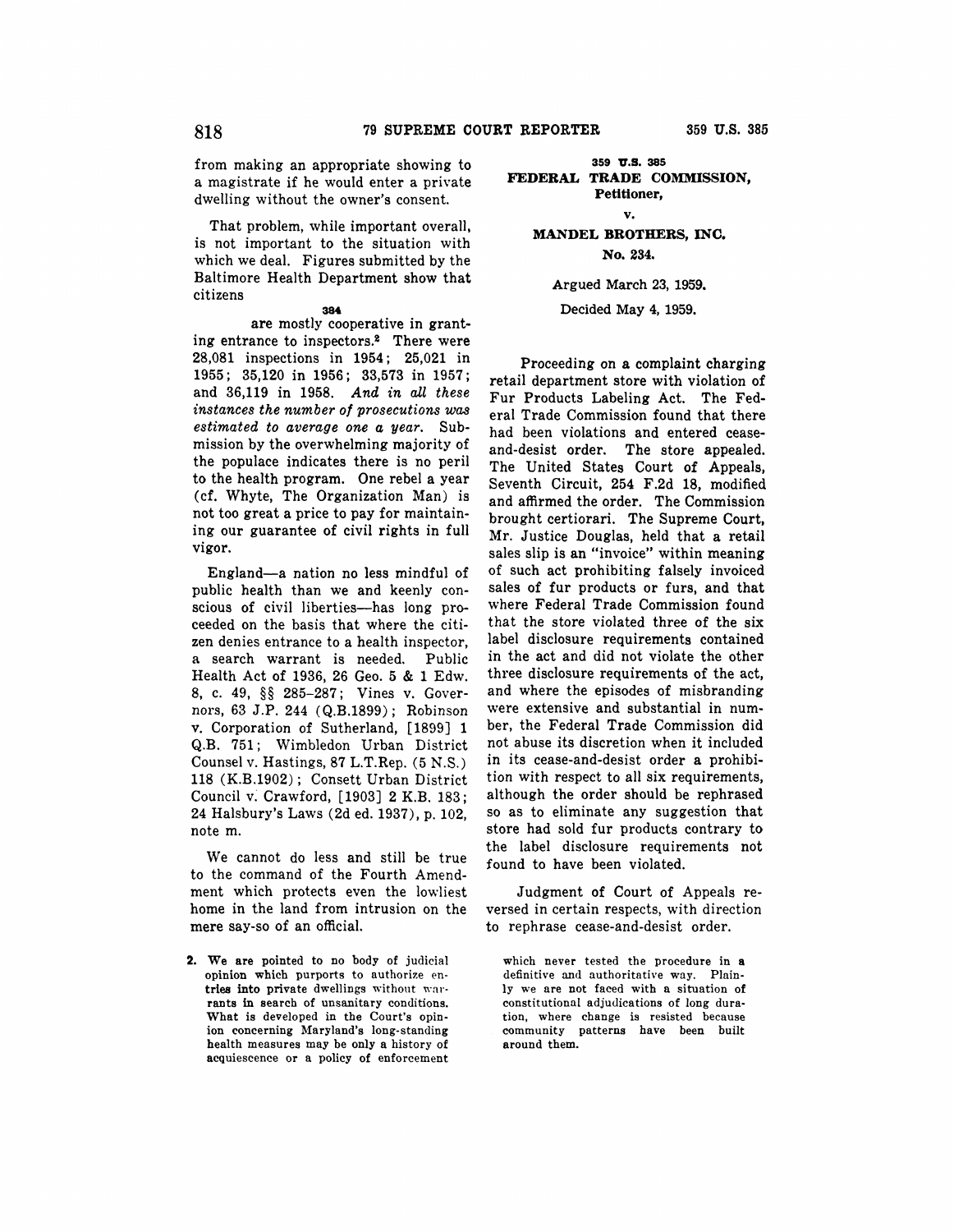from making an appropriate showing to a magistrate if he would enter a private dwelling without the owner's consent.

That problem, while important overall, is not important to the situation with which we deal. Figures submitted by the Baltimore Health Department show that citizens

384

are mostly cooperative in granting entrance to inspectors.[2] There were 28,081 inspections in 1954; 25,021 in 1955; 35,120 in 1956; 33,573 in 1957; and 36,119 in 1958. *And in all these instances the number of prosecutions was estimated to average one a year.* Submission by the overwhelming majority of the populace indicates there is no peril to the health program. One rebel a year (cf. Whyte, The Organization Man) is not too great a price to pay for maintaining our guarantee of civil rights in full vigor.

England—a nation no less mindful of public health than we and keenly conscious of civil liberties—has long proceeded on the basis that where the citizen denies entrance to a health inspector, a search warrant is needed. Public Health Act of 1936, 26 Geo. 5 & 1 Edw. 8, c. 49, §§ 285-287; Vines v. Governors, 63 J.P. 244 (Q.B.1899); Robinson v. Corporation of Sutherland, [1899] 1 Q.B. 751; Wimbledon Urban District Counsel v. Hastings, 87 L.T.Rep. (5 N.S.) 118 (K.B.1902); Consett Urban District Council v. Crawford, [1903] 2 K.B. 183; 24 Halsbury's Laws (2d ed. 1937), p. 102, note m.

We cannot do less and still be true to the command of the Fourth Amendment which protects even the lowliest home in the land from intrusion on the mere say-so of an official.

2. We are pointed to no body of judicial opinion which purports to authorize entries into private dwellings without warrants in search of unsanitary conditions. What is developed in the Court's opinion concerning Maryland's long-standing health measures may be only a history of acquiescence or a policy of enforcement which never tested the procedure in a definitive and authoritative way. Plainly we are not faced with a situation of constitutional adjudications of long duration, where change is resisted because community patterns have been built around them.

359 U.S. 385

**FEDERAL TRADE COMMISSION, Petitioner,**

**v.**

**MANDEL BROTHERS, INC.**

**No. 234.**

Argued March 23, 1959.

Decided May 4, 1959.

Proceeding on a complaint charging retail department store with violation of Fur Products Labeling Act. The Federal Trade Commission found that there had been violations and entered cease-and-desist order. The store appealed. The United States Court of Appeals, Seventh Circuit, 254 F.2d 18, modified and affirmed the order. The Commission brought certiorari. The Supreme Court, Mr. Justice Douglas, held that a retail sales slip is an "invoice" within meaning of such act prohibiting falsely invoiced sales of fur products or furs, and that where Federal Trade Commission found that the store violated three of the six label disclosure requirements contained in the act and did not violate the other three disclosure requirements of the act, and where the episodes of misbranding were extensive and substantial in number, the Federal Trade Commission did not abuse its discretion when it included in its cease-and-desist order a prohibition with respect to all six requirements, although the order should be rephrased so as to eliminate any suggestion that store had sold fur products contrary to the label disclosure requirements not found to have been violated.

Judgment of Court of Appeals reversed in certain respects, with direction to rephrase cease-and-desist order.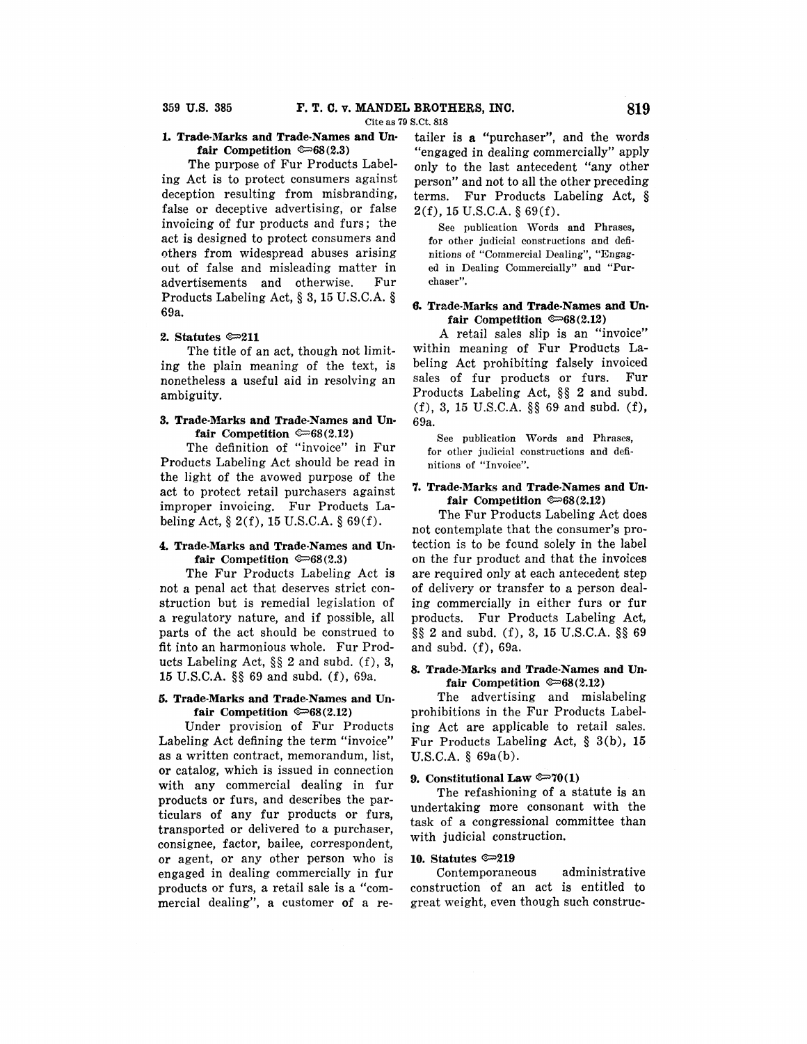**1. Trade-Marks and Trade-Names and Unfair Competition ⟹68(2.3)**

The purpose of Fur Products Labeling Act is to protect consumers against deception resulting from misbranding, false or deceptive advertising, or false invoicing of fur products and furs; the act is designed to protect consumers and others from widespread abuses arising out of false and misleading matter in advertisements and otherwise. Fur Products Labeling Act, § 3, 15 U.S.C.A. § 69a.

**2. Statutes ⟹211**

The title of an act, though not limiting the plain meaning of the text, is nonetheless a useful aid in resolving an ambiguity.

**3. Trade-Marks and Trade-Names and Unfair Competition ⟹68(2.12)**

The definition of "invoice" in Fur Products Labeling Act should be read in the light of the avowed purpose of the act to protect retail purchasers against improper invoicing. Fur Products Labeling Act, § 2(f), 15 U.S.C.A. § 69(f).

**4. Trade-Marks and Trade-Names and Unfair Competition ⟹68(2.3)**

The Fur Products Labeling Act is not a penal act that deserves strict construction but is remedial legislation of a regulatory nature, and if possible, all parts of the act should be construed to fit into an harmonious whole. Fur Products Labeling Act, §§ 2 and subd. (f), 3, 15 U.S.C.A. §§ 69 and subd. (f), 69a.

**5. Trade-Marks and Trade-Names and Unfair Competition ⟹68(2.12)**

Under provision of Fur Products Labeling Act defining the term "invoice" as a written contract, memorandum, list, or catalog, which is issued in connection with any commercial dealing in fur products or furs, and describes the particulars of any fur products or furs, transported or delivered to a purchaser, consignee, factor, bailee, correspondent, or agent, or any other person who is engaged in dealing commercially in fur products or furs, a retail sale is a "commercial dealing", a customer of a retailer is a "purchaser", and the words "engaged in dealing commercially" apply only to the last antecedent "any other person" and not to all the other preceding terms. Fur Products Labeling Act, § 2(f), 15 U.S.C.A. § 69(f).

See publication Words and Phrases, for other judicial constructions and definitions of "Commercial Dealing", "Engaged in Dealing Commercially" and "Purchaser".

**6. Trade-Marks and Trade-Names and Unfair Competition ⟹68(2.12)**

A retail sales slip is an "invoice" within meaning of Fur Products Labeling Act prohibiting falsely invoiced sales of fur products or furs. Fur Products Labeling Act, §§ 2 and subd. (f), 3, 15 U.S.C.A. §§ 69 and subd. (f), 69a.

See publication Words and Phrases, for other judicial constructions and definitions of "Invoice".

**7. Trade-Marks and Trade-Names and Unfair Competition ⟹68(2.12)**

The Fur Products Labeling Act does not contemplate that the consumer's protection is to be found solely in the label on the fur product and that the invoices are required only at each antecedent step of delivery or transfer to a person dealing commercially in either furs or fur products. Fur Products Labeling Act, §§ 2 and subd. (f), 3, 15 U.S.C.A. §§ 69 and subd. (f), 69a.

**8. Trade-Marks and Trade-Names and Unfair Competition ⟹68(2.12)**

The advertising and mislabeling prohibitions in the Fur Products Labeling Act are applicable to retail sales. Fur Products Labeling Act, § 3(b), 15 U.S.C.A. § 69a(b).

**9. Constitutional Law ⟹70(1)**

The refashioning of a statute is an undertaking more consonant with the task of a congressional committee than with judicial construction.

**10. Statutes ⟹219**

Contemporaneous administrative construction of an act is entitled to great weight, even though such construc-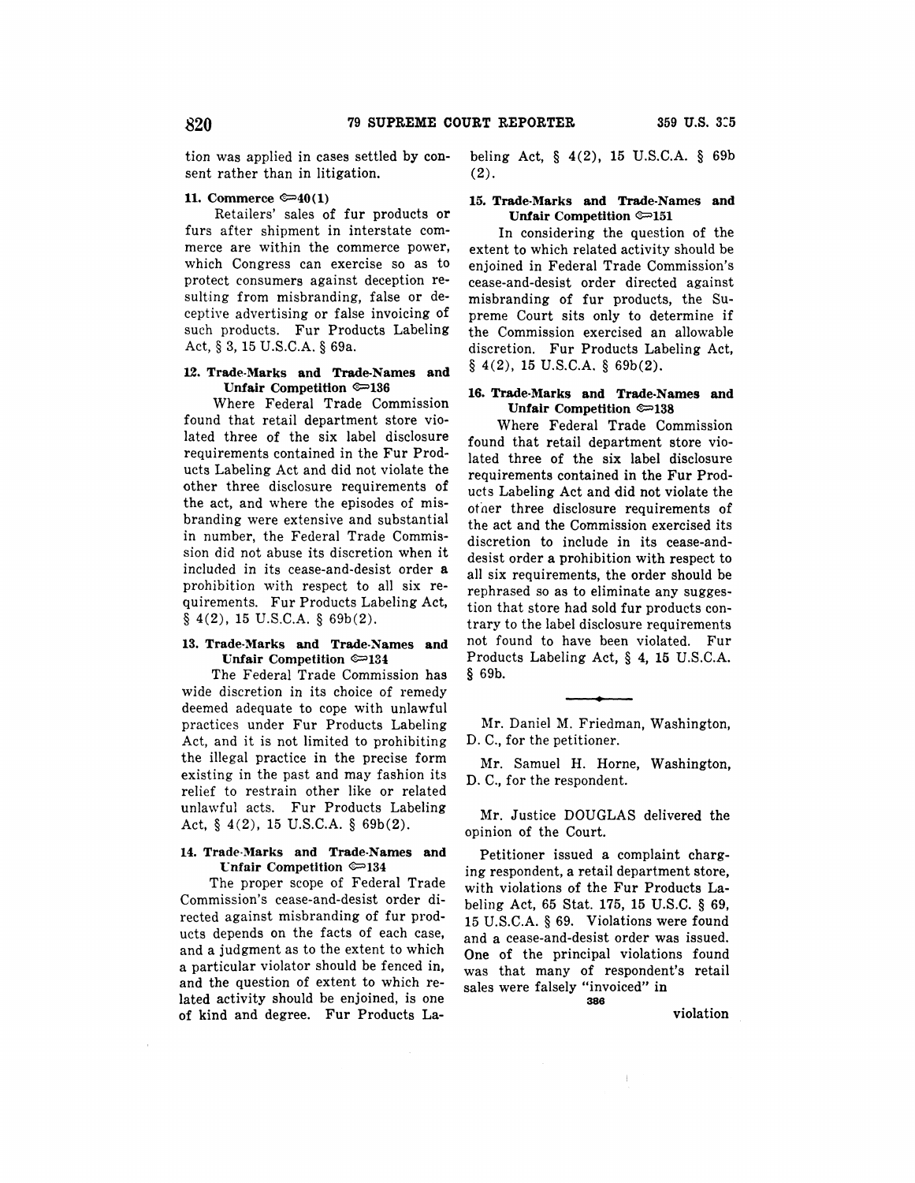tion was applied in cases settled by consent rather than in litigation.

**11. Commerce ⚖40(1)**

Retailers' sales of fur products or furs after shipment in interstate commerce are within the commerce power, which Congress can exercise so as to protect consumers against deception resulting from misbranding, false or deceptive advertising or false invoicing of such products. Fur Products Labeling Act, § 3, 15 U.S.C.A. § 69a.

**12. Trade-Marks and Trade-Names and Unfair Competition ⚖136**

Where Federal Trade Commission found that retail department store violated three of the six label disclosure requirements contained in the Fur Products Labeling Act and did not violate the other three disclosure requirements of the act, and where the episodes of misbranding were extensive and substantial in number, the Federal Trade Commission did not abuse its discretion when it included in its cease-and-desist order a prohibition with respect to all six requirements. Fur Products Labeling Act, § 4(2), 15 U.S.C.A. § 69b(2).

**13. Trade-Marks and Trade-Names and Unfair Competition ⚖134**

The Federal Trade Commission has wide discretion in its choice of remedy deemed adequate to cope with unlawful practices under Fur Products Labeling Act, and it is not limited to prohibiting the illegal practice in the precise form existing in the past and may fashion its relief to restrain other like or related unlawful acts. Fur Products Labeling Act, § 4(2), 15 U.S.C.A. § 69b(2).

**14. Trade-Marks and Trade-Names and Unfair Competition ⚖134**

The proper scope of Federal Trade Commission's cease-and-desist order directed against misbranding of fur products depends on the facts of each case, and a judgment as to the extent to which a particular violator should be fenced in, and the question of extent to which related activity should be enjoined, is one of kind and degree. Fur Products Labeling Act, § 4(2), 15 U.S.C.A. § 69b (2).

**15. Trade-Marks and Trade-Names and Unfair Competition ⚖151**

In considering the question of the extent to which related activity should be enjoined in Federal Trade Commission's cease-and-desist order directed against misbranding of fur products, the Supreme Court sits only to determine if the Commission exercised an allowable discretion. Fur Products Labeling Act, § 4(2), 15 U.S.C.A. § 69b(2).

**16. Trade-Marks and Trade-Names and Unfair Competition ⚖138**

Where Federal Trade Commission found that retail department store violated three of the six label disclosure requirements contained in the Fur Products Labeling Act and did not violate the other three disclosure requirements of the act and the Commission exercised its discretion to include in its cease-and-desist order a prohibition with respect to all six requirements, the order should be rephrased so as to eliminate any suggestion that store had sold fur products contrary to the label disclosure requirements not found to have been violated. Fur Products Labeling Act, § 4, 15 U.S.C.A. § 69b.

---

Mr. Daniel M. Friedman, Washington, D. C., for the petitioner.

Mr. Samuel H. Horne, Washington, D. C., for the respondent.

Mr. Justice DOUGLAS delivered the opinion of the Court.

Petitioner issued a complaint charging respondent, a retail department store, with violations of the Fur Products Labeling Act, 65 Stat. 175, 15 U.S.C. § 69, 15 U.S.C.A. § 69. Violations were found and a cease-and-desist order was issued. One of the principal violations found was that many of respondent's retail sales were falsely "invoiced" in violation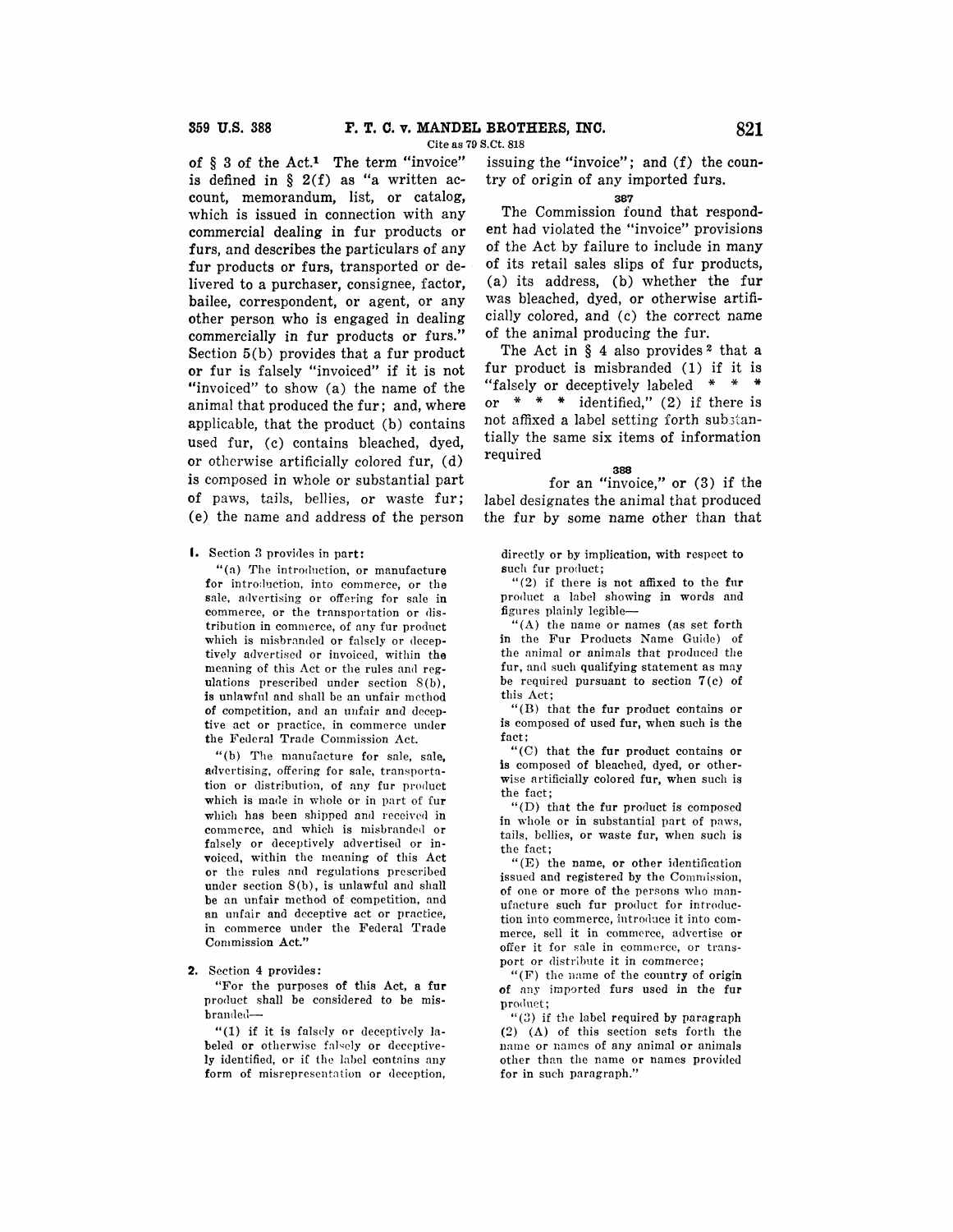of § 3 of the Act.[1] The term "invoice" is defined in § 2(f) as "a written account, memorandum, list, or catalog, which is issued in connection with any commercial dealing in fur products or furs, and describes the particulars of any fur products or furs, transported or delivered to a purchaser, consignee, factor, bailee, correspondent, or agent, or any other person who is engaged in dealing commercially in fur products or furs." Section 5(b) provides that a fur product or fur is falsely "invoiced" if it is not "invoiced" to show (a) the name of the animal that produced the fur; and, where applicable, that the product (b) contains used fur, (c) contains bleached, dyed, or otherwise artificially colored fur, (d) is composed in whole or substantial part of paws, tails, bellies, or waste fur; (e) the name and address of the person issuing the "invoice"; and (f) the country of origin of any imported furs.

387

The Commission found that respondent had violated the "invoice" provisions of the Act by failure to include in many of its retail sales slips of fur products, (a) its address, (b) whether the fur was bleached, dyed, or otherwise artificially colored, and (c) the correct name of the animal producing the fur.

The Act in § 4 also provides[2] that a fur product is misbranded (1) if it is "falsely or deceptively labeled * * * or * * * identified," (2) if there is not affixed a label setting forth substantially the same six items of information required

388

for an "invoice," or (3) if the label designates the animal that produced the fur by some name other than that

---

1. Section 3 provides in part:

"(a) The introduction, or manufacture for introduction, into commerce, or the sale, advertising or offering for sale in commerce, or the transportation or distribution in commerce, of any fur product which is misbranded or falsely or deceptively advertised or invoiced, within the meaning of this Act or the rules and regulations prescribed under section 8(b), is unlawful and shall be an unfair method of competition, and an unfair and deceptive act or practice, in commerce under the Federal Trade Commission Act.

"(b) The manufacture for sale, sale, advertising, offering for sale, transportation or distribution, of any fur product which is made in whole or in part of fur which has been shipped and received in commerce, and which is misbranded or falsely or deceptively advertised or invoiced, within the meaning of this Act or the rules and regulations prescribed under section 8(b), is unlawful and shall be an unfair method of competition, and an unfair and deceptive act or practice, in commerce under the Federal Trade Commission Act."

2. Section 4 provides:

"For the purposes of this Act, a fur product shall be considered to be misbranded—

"(1) if it is falsely or deceptively labeled or otherwise falsely or deceptively identified, or if the label contains any form of misrepresentation or deception, directly or by implication, with respect to such fur product;

"(2) if there is not affixed to the fur product a label showing in words and figures plainly legible—

"(A) the name or names (as set forth in the Fur Products Name Guide) of the animal or animals that produced the fur, and such qualifying statement as may be required pursuant to section 7(c) of this Act;

"(B) that the fur product contains or is composed of used fur, when such is the fact;

"(C) that the fur product contains or is composed of bleached, dyed, or otherwise artificially colored fur, when such is the fact;

"(D) that the fur product is composed in whole or in substantial part of paws, tails, bellies, or waste fur, when such is the fact;

"(E) the name, or other identification issued and registered by the Commission, of one or more of the persons who manufacture such fur product for introduction into commerce, introduce it into commerce, sell it in commerce, advertise or offer it for sale in commerce, or transport or distribute it in commerce;

"(F) the name of the country of origin of any imported furs used in the fur product;

"(3) if the label required by paragraph (2) (A) of this section sets forth the name or names of any animal or animals other than the name or names provided for in such paragraph."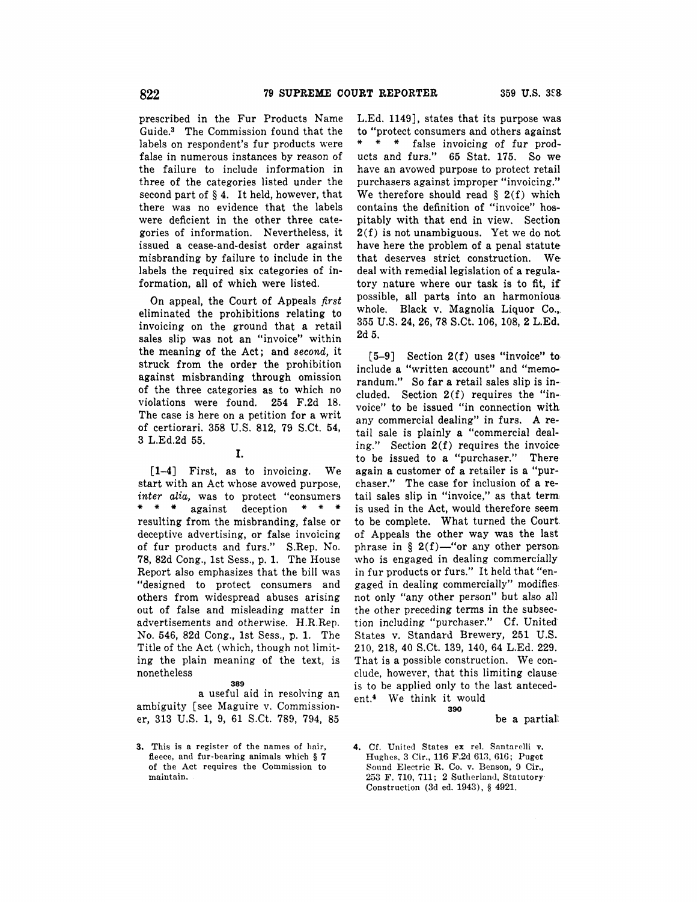prescribed in the Fur Products Name Guide.[3] The Commission found that the labels on respondent's fur products were false in numerous instances by reason of the failure to include information in three of the categories listed under the second part of § 4. It held, however, that there was no evidence that the labels were deficient in the other three categories of information. Nevertheless, it issued a cease-and-desist order against misbranding by failure to include in the labels the required six categories of information, all of which were listed.

On appeal, the Court of Appeals *first* eliminated the prohibitions relating to invoicing on the ground that a retail sales slip was not an "invoice" within the meaning of the Act; and *second*, it struck from the order the prohibition against misbranding through omission of the three categories as to which no violations were found. 254 F.2d 18. The case is here on a petition for a writ of certiorari. 358 U.S. 812, 79 S.Ct. 54, 3 L.Ed.2d 55.

I.

[1-4] First, as to invoicing. We start with an Act whose avowed purpose, *inter alia*, was to protect "consumers * * * against deception * * * resulting from the misbranding, false or deceptive advertising, or false invoicing of fur products and furs." S.Rep. No. 78, 82d Cong., 1st Sess., p. 1. The House Report also emphasizes that the bill was "designed to protect consumers and others from widespread abuses arising out of false and misleading matter in advertisements and otherwise. H.R.Rep. No. 546, 82d Cong., 1st Sess., p. 1. The Title of the Act (which, though not limiting the plain meaning of the text, is nonetheless

389

a useful aid in resolving an ambiguity [see Maguire v. Commissioner, 313 U.S. 1, 9, 61 S.Ct. 789, 794, 85 L.Ed. 1149], states that its purpose was to "protect consumers and others against * * * false invoicing of fur products and furs." 65 Stat. 175. So we have an avowed purpose to protect retail purchasers against improper "invoicing." We therefore should read § 2(f) which contains the definition of "invoice" hospitably with that end in view. Section 2(f) is not unambiguous. Yet we do not have here the problem of a penal statute that deserves strict construction. We deal with remedial legislation of a regulatory nature where our task is to fit, if possible, all parts into an harmonious whole. Black v. Magnolia Liquor Co., 355 U.S. 24, 26, 78 S.Ct. 106, 108, 2 L.Ed. 2d 5.

[5-9] Section 2(f) uses "invoice" to include a "written account" and "memorandum." So far a retail sales slip is included. Section 2(f) requires the "invoice" to be issued "in connection with any commercial dealing" in furs. A retail sale is plainly a "commercial dealing." Section 2(f) requires the invoice to be issued to a "purchaser." There again a customer of a retailer is a "purchaser." The case for inclusion of a retail sales slip in "invoice," as that term is used in the Act, would therefore seem to be complete. What turned the Court of Appeals the other way was the last phrase in § 2(f)—"or any other person who is engaged in dealing commercially in fur products or furs." It held that "engaged in dealing commercially" modifies not only "any other person" but also all the other preceding terms in the subsection including "purchaser." Cf. United States v. Standard Brewery, 251 U.S. 210, 218, 40 S.Ct. 139, 140, 64 L.Ed. 229. That is a possible construction. We conclude, however, that this limiting clause is to be applied only to the last antecedent.[4] We think it would

390

be a partial

3. This is a register of the names of hair, fleece, and fur-bearing animals which § 7 of the Act requires the Commission to maintain.

4. Cf. United States ex rel. Santarelli v. Hughes, 3 Cir., 116 F.2d 613, 616; Puget Sound Electric R. Co. v. Benson, 9 Cir., 253 F. 710, 711; 2 Sutherland, Statutory Construction (3d ed. 1943), § 4921.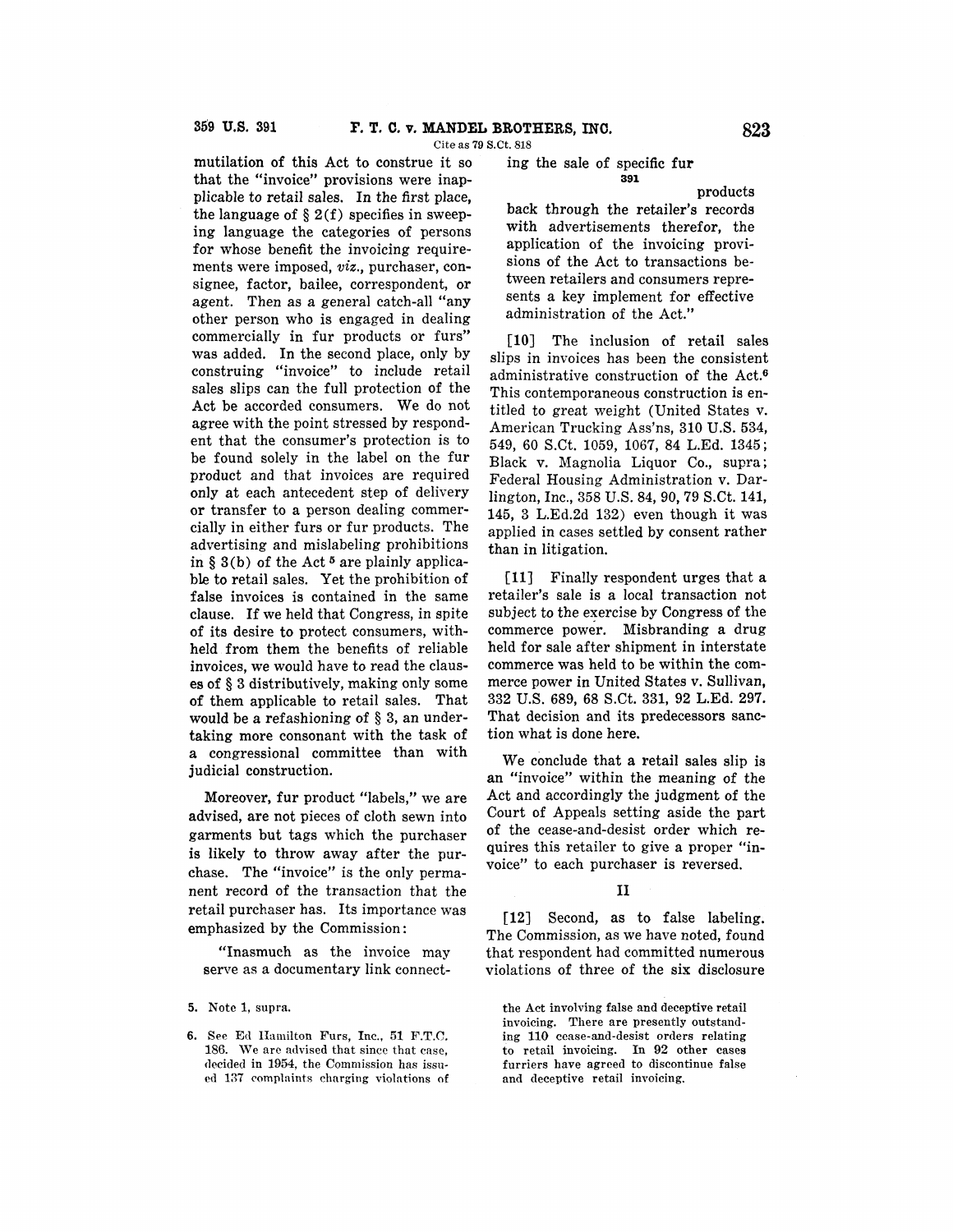mutilation of this Act to construe it so that the "invoice" provisions were inapplicable to retail sales. In the first place, the language of § 2(f) specifies in sweeping language the categories of persons for whose benefit the invoicing requirements were imposed, *viz.*, purchaser, consignee, factor, bailee, correspondent, or agent. Then as a general catch-all "any other person who is engaged in dealing commercially in fur products or furs" was added. In the second place, only by construing "invoice" to include retail sales slips can the full protection of the Act be accorded consumers. We do not agree with the point stressed by respondent that the consumer's protection is to be found solely in the label on the fur product and that invoices are required only at each antecedent step of delivery or transfer to a person dealing commercially in either furs or fur products. The advertising and mislabeling prohibitions in § 3(b) of the Act [5] are plainly applicable to retail sales. Yet the prohibition of false invoices is contained in the same clause. If we held that Congress, in spite of its desire to protect consumers, withheld from them the benefits of reliable invoices, we would have to read the clauses of § 3 distributively, making only some of them applicable to retail sales. That would be a refashioning of § 3, an undertaking more consonant with the task of a congressional committee than with judicial construction.

Moreover, fur product "labels," we are advised, are not pieces of cloth sewn into garments but tags which the purchaser is likely to throw away after the purchase. The "invoice" is the only permanent record of the transaction that the retail purchaser has. Its importance was emphasized by the Commission:

> "Inasmuch as the invoice may serve as a documentary link connecting the sale of specific fur products back through the retailer's records with advertisements therefor, the application of the invoicing provisions of the Act to transactions between retailers and consumers represents a key implement for effective administration of the Act."

[10] The inclusion of retail sales slips in invoices has been the consistent administrative construction of the Act.[6] This contemporaneous construction is entitled to great weight (United States v. American Trucking Ass'ns, 310 U.S. 534, 549, 60 S.Ct. 1059, 1067, 84 L.Ed. 1345; Black v. Magnolia Liquor Co., supra; Federal Housing Administration v. Darlington, Inc., 358 U.S. 84, 90, 79 S.Ct. 141, 145, 3 L.Ed.2d 132) even though it was applied in cases settled by consent rather than in litigation.

[11] Finally respondent urges that a retailer's sale is a local transaction not subject to the exercise by Congress of the commerce power. Misbranding a drug held for sale after shipment in interstate commerce was held to be within the commerce power in United States v. Sullivan, 332 U.S. 689, 68 S.Ct. 331, 92 L.Ed. 297. That decision and its predecessors sanction what is done here.

We conclude that a retail sales slip is an "invoice" within the meaning of the Act and accordingly the judgment of the Court of Appeals setting aside the part of the cease-and-desist order which requires this retailer to give a proper "invoice" to each purchaser is reversed.

## II

[12] Second, as to false labeling. The Commission, as we have noted, found that respondent had committed numerous violations of three of the six disclosure

5. Note 1, supra.

6. See Ed Hamilton Furs, Inc., 51 F.T.C. 186. We are advised that since that case, decided in 1954, the Commission has issued 137 complaints charging violations of the Act involving false and deceptive retail invoicing. There are presently outstanding 110 cease-and-desist orders relating to retail invoicing. In 92 other cases furriers have agreed to discontinue false and deceptive retail invoicing.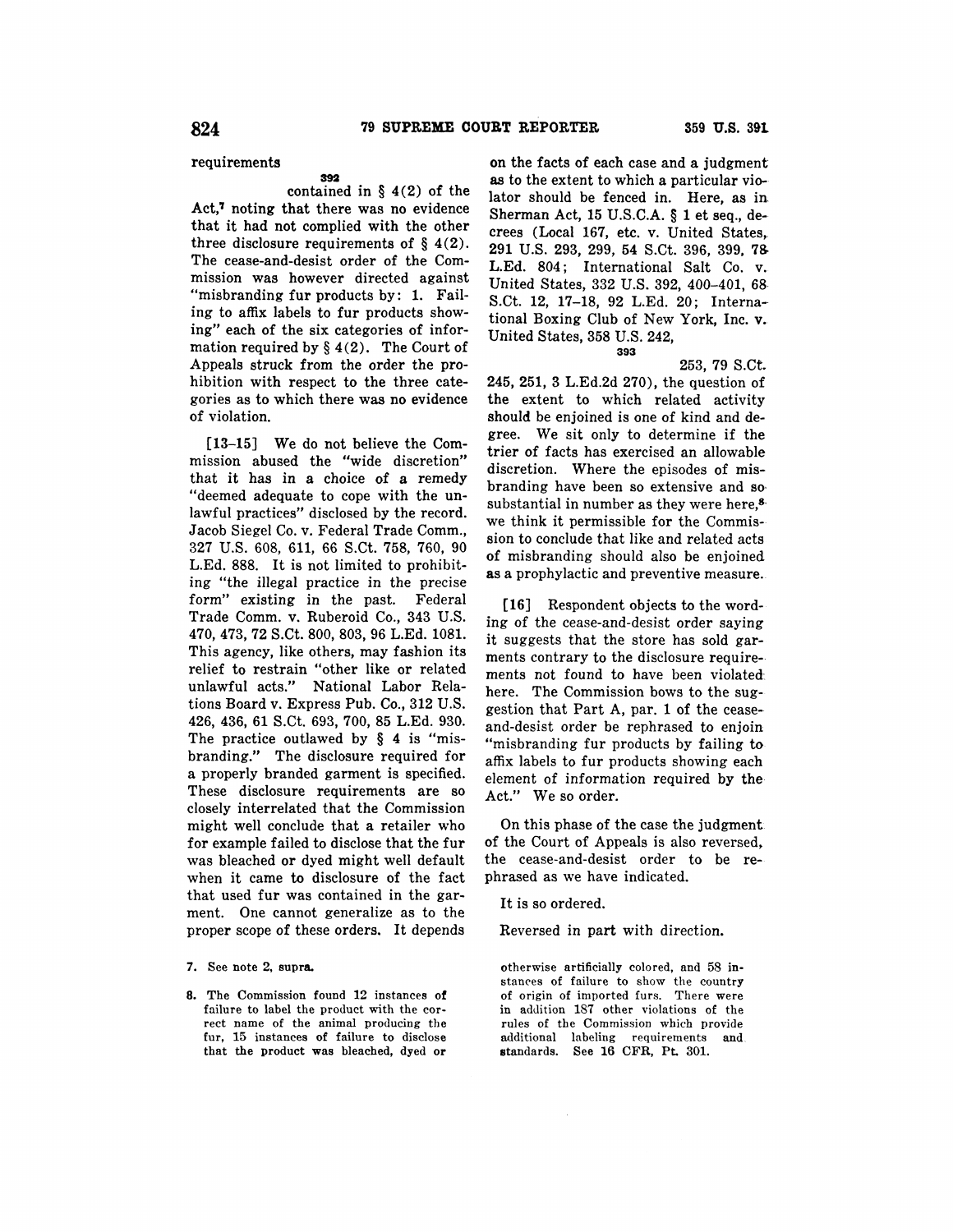requirements contained in § 4(2) of the Act,[7] noting that there was no evidence that it had not complied with the other three disclosure requirements of § 4(2). The cease-and-desist order of the Commission was however directed against "misbranding fur products by: 1. Failing to affix labels to fur products showing" each of the six categories of information required by § 4(2). The Court of Appeals struck from the order the prohibition with respect to the three categories as to which there was no evidence of violation.

[13–15] We do not believe the Commission abused the "wide discretion" that it has in a choice of a remedy "deemed adequate to cope with the unlawful practices" disclosed by the record. Jacob Siegel Co. v. Federal Trade Comm., 327 U.S. 608, 611, 66 S.Ct. 758, 760, 90 L.Ed. 888. It is not limited to prohibiting "the illegal practice in the precise form" existing in the past. Federal Trade Comm. v. Ruberoid Co., 343 U.S. 470, 473, 72 S.Ct. 800, 803, 96 L.Ed. 1081. This agency, like others, may fashion its relief to restrain "other like or related unlawful acts." National Labor Relations Board v. Express Pub. Co., 312 U.S. 426, 436, 61 S.Ct. 693, 700, 85 L.Ed. 930. The practice outlawed by § 4 is "misbranding." The disclosure required for a properly branded garment is specified. These disclosure requirements are so closely interrelated that the Commission might well conclude that a retailer who for example failed to disclose that the fur was bleached or dyed might well default when it came to disclosure of the fact that used fur was contained in the garment. One cannot generalize as to the proper scope of these orders. It depends on the facts of each case and a judgment as to the extent to which a particular violator should be fenced in. Here, as in Sherman Act, 15 U.S.C.A. § 1 et seq., decrees (Local 167, etc. v. United States, 291 U.S. 293, 299, 54 S.Ct. 396, 399, 78 L.Ed. 804; International Salt Co. v. United States, 332 U.S. 392, 400–401, 68 S.Ct. 12, 17–18, 92 L.Ed. 20; International Boxing Club of New York, Inc. v. United States, 358 U.S. 242, 253, 79 S.Ct. 245, 251, 3 L.Ed.2d 270), the question of the extent to which related activity should be enjoined is one of kind and degree. We sit only to determine if the trier of facts has exercised an allowable discretion. Where the episodes of misbranding have been so extensive and so substantial in number as they were here,[8] we think it permissible for the Commission to conclude that like and related acts of misbranding should also be enjoined as a prophylactic and preventive measure.

[16] Respondent objects to the wording of the cease-and-desist order saying it suggests that the store has sold garments contrary to the disclosure requirements not found to have been violated here. The Commission bows to the suggestion that Part A, par. 1 of the cease-and-desist order be rephrased to enjoin "misbranding fur products by failing to affix labels to fur products showing each element of information required by the Act." We so order.

On this phase of the case the judgment of the Court of Appeals is also reversed, the cease-and-desist order to be rephrased as we have indicated.

It is so ordered.

Reversed in part with direction.

7. See note 2, supra.

8. The Commission found 12 instances of failure to label the product with the correct name of the animal producing the fur, 15 instances of failure to disclose that the product was bleached, dyed or otherwise artificially colored, and 58 instances of failure to show the country of origin of imported furs. There were in addition 187 other violations of the rules of the Commission which provide additional labeling requirements and standards. See 16 CFR, Pt. 301.